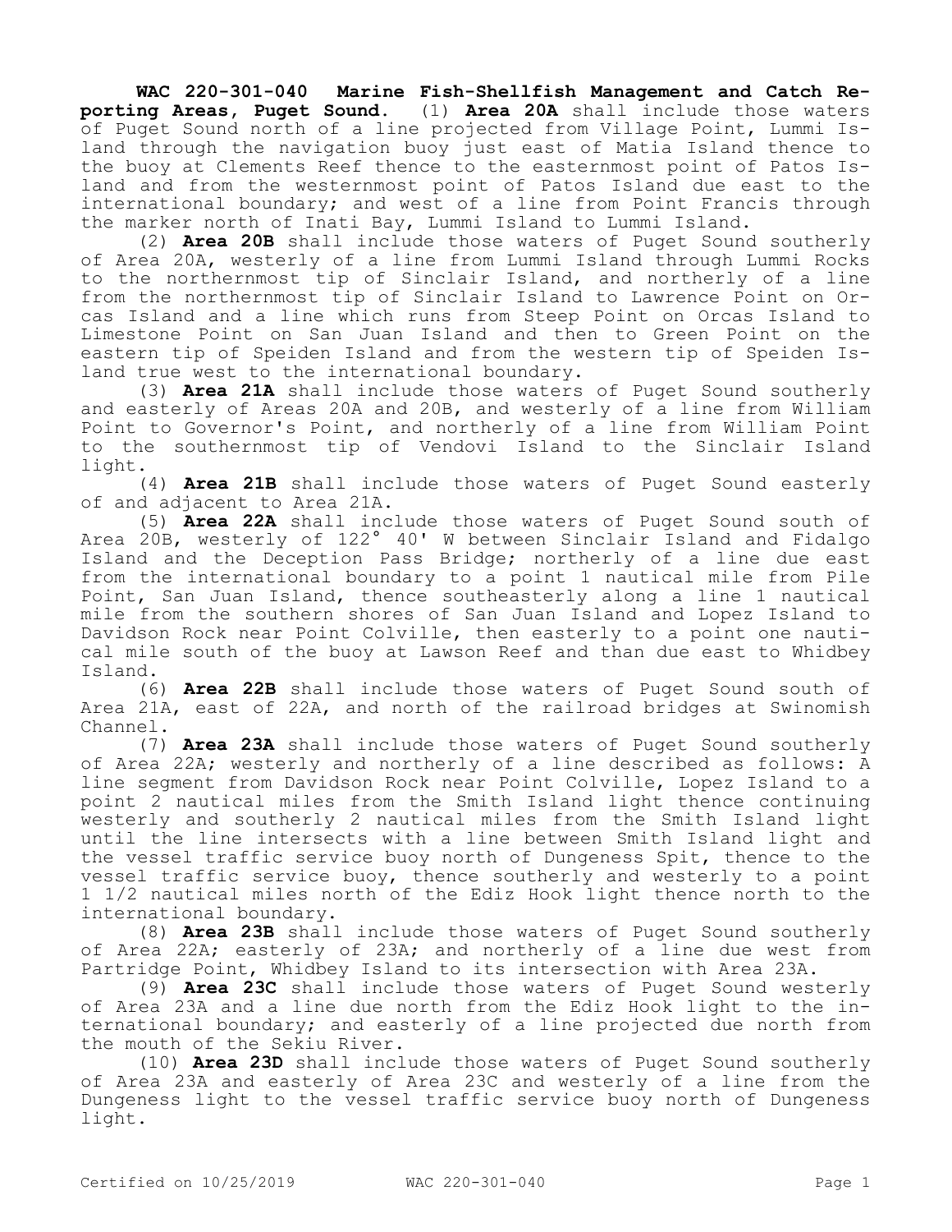**WAC 220-301-040 Marine Fish-Shellfish Management and Catch Reporting Areas, Puget Sound.** (1) **Area 20A** shall include those waters of Puget Sound north of a line projected from Village Point, Lummi Island through the navigation buoy just east of Matia Island thence to the buoy at Clements Reef thence to the easternmost point of Patos Island and from the westernmost point of Patos Island due east to the international boundary; and west of a line from Point Francis through the marker north of Inati Bay, Lummi Island to Lummi Island.

(2) **Area 20B** shall include those waters of Puget Sound southerly of Area 20A, westerly of a line from Lummi Island through Lummi Rocks to the northernmost tip of Sinclair Island, and northerly of a line from the northernmost tip of Sinclair Island to Lawrence Point on Orcas Island and a line which runs from Steep Point on Orcas Island to Limestone Point on San Juan Island and then to Green Point on the eastern tip of Speiden Island and from the western tip of Speiden Island true west to the international boundary.

(3) **Area 21A** shall include those waters of Puget Sound southerly and easterly of Areas 20A and 20B, and westerly of a line from William Point to Governor's Point, and northerly of a line from William Point to the southernmost tip of Vendovi Island to the Sinclair Island light.

(4) **Area 21B** shall include those waters of Puget Sound easterly of and adjacent to Area 21A.

(5) **Area 22A** shall include those waters of Puget Sound south of Area 20B, westerly of 122° 40' W between Sinclair Island and Fidalgo Island and the Deception Pass Bridge; northerly of a line due east from the international boundary to a point 1 nautical mile from Pile Point, San Juan Island, thence southeasterly along a line 1 nautical mile from the southern shores of San Juan Island and Lopez Island to Davidson Rock near Point Colville, then easterly to a point one nautical mile south of the buoy at Lawson Reef and than due east to Whidbey Island.

(6) **Area 22B** shall include those waters of Puget Sound south of Area 21A, east of 22A, and north of the railroad bridges at Swinomish Channel.

(7) **Area 23A** shall include those waters of Puget Sound southerly of Area 22A; westerly and northerly of a line described as follows: A line segment from Davidson Rock near Point Colville, Lopez Island to a point 2 nautical miles from the Smith Island light thence continuing westerly and southerly 2 nautical miles from the Smith Island light until the line intersects with a line between Smith Island light and the vessel traffic service buoy north of Dungeness Spit, thence to the vessel traffic service buoy, thence southerly and westerly to a point 1 1/2 nautical miles north of the Ediz Hook light thence north to the international boundary.

(8) **Area 23B** shall include those waters of Puget Sound southerly of Area 22A; easterly of 23A; and northerly of a line due west from Partridge Point, Whidbey Island to its intersection with Area 23A.

(9) **Area 23C** shall include those waters of Puget Sound westerly of Area 23A and a line due north from the Ediz Hook light to the international boundary; and easterly of a line projected due north from the mouth of the Sekiu River.

(10) **Area 23D** shall include those waters of Puget Sound southerly of Area 23A and easterly of Area 23C and westerly of a line from the Dungeness light to the vessel traffic service buoy north of Dungeness light.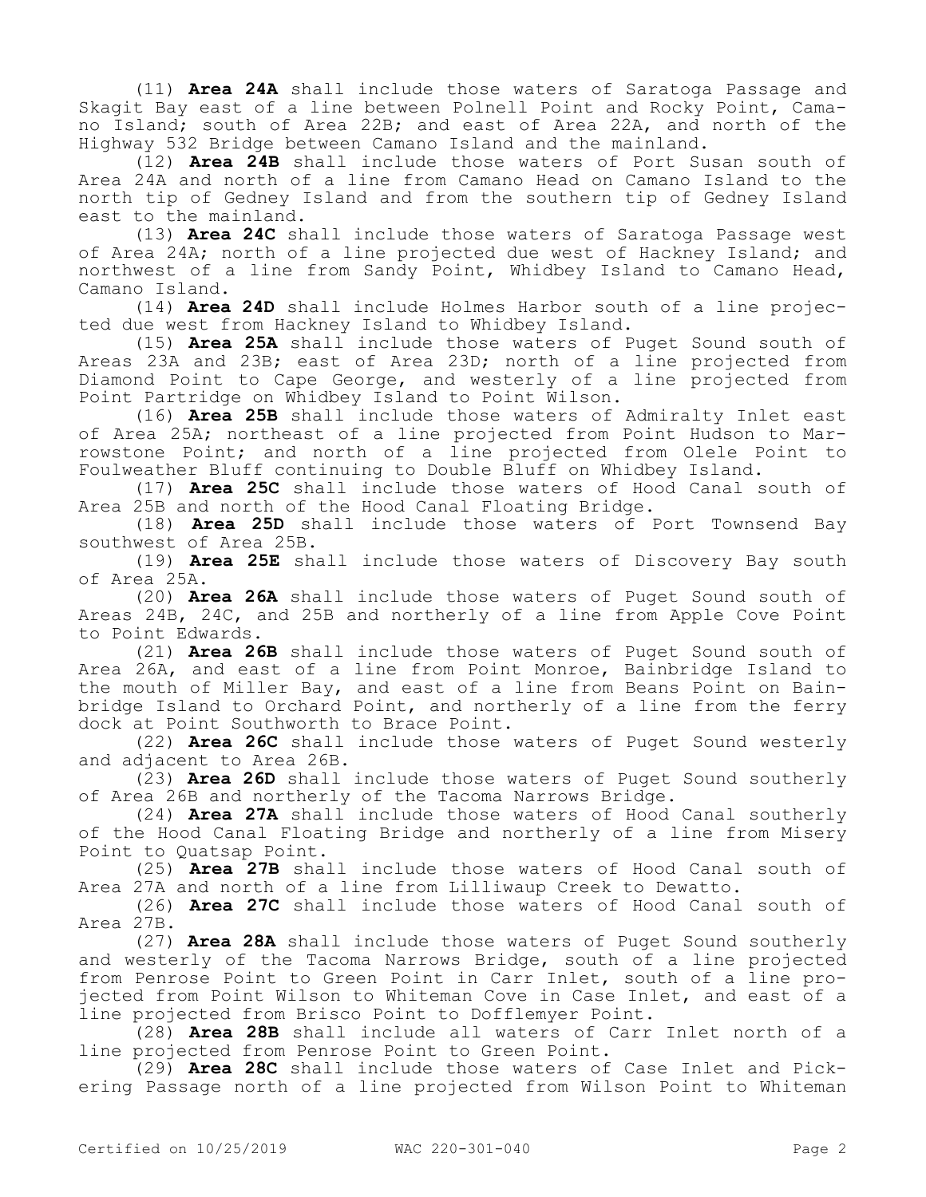(11) **Area 24A** shall include those waters of Saratoga Passage and Skagit Bay east of a line between Polnell Point and Rocky Point, Camano Island; south of Area 22B; and east of Area 22A, and north of the Highway 532 Bridge between Camano Island and the mainland.

(12) **Area 24B** shall include those waters of Port Susan south of Area 24A and north of a line from Camano Head on Camano Island to the north tip of Gedney Island and from the southern tip of Gedney Island east to the mainland.

(13) **Area 24C** shall include those waters of Saratoga Passage west of Area 24A; north of a line projected due west of Hackney Island; and northwest of a line from Sandy Point, Whidbey Island to Camano Head, Camano Island.

(14) **Area 24D** shall include Holmes Harbor south of a line projected due west from Hackney Island to Whidbey Island.

(15) **Area 25A** shall include those waters of Puget Sound south of Areas 23A and 23B; east of Area 23D; north of a line projected from Diamond Point to Cape George, and westerly of a line projected from Point Partridge on Whidbey Island to Point Wilson.

(16) **Area 25B** shall include those waters of Admiralty Inlet east of Area 25A; northeast of a line projected from Point Hudson to Marrowstone Point; and north of a line projected from Olele Point to Foulweather Bluff continuing to Double Bluff on Whidbey Island.

(17) **Area 25C** shall include those waters of Hood Canal south of Area 25B and north of the Hood Canal Floating Bridge.

(18) **Area 25D** shall include those waters of Port Townsend Bay southwest of Area 25B.

(19) **Area 25E** shall include those waters of Discovery Bay south of Area 25A.

(20) **Area 26A** shall include those waters of Puget Sound south of Areas 24B, 24C, and 25B and northerly of a line from Apple Cove Point to Point Edwards.

(21) **Area 26B** shall include those waters of Puget Sound south of Area 26A, and east of a line from Point Monroe, Bainbridge Island to the mouth of Miller Bay, and east of a line from Beans Point on Bainbridge Island to Orchard Point, and northerly of a line from the ferry dock at Point Southworth to Brace Point.

(22) **Area 26C** shall include those waters of Puget Sound westerly and adjacent to Area 26B.

(23) **Area 26D** shall include those waters of Puget Sound southerly of Area 26B and northerly of the Tacoma Narrows Bridge.

(24) **Area 27A** shall include those waters of Hood Canal southerly of the Hood Canal Floating Bridge and northerly of a line from Misery Point to Quatsap Point.

(25) **Area 27B** shall include those waters of Hood Canal south of Area 27A and north of a line from Lilliwaup Creek to Dewatto.

(26) **Area 27C** shall include those waters of Hood Canal south of Area 27B.

(27) **Area 28A** shall include those waters of Puget Sound southerly and westerly of the Tacoma Narrows Bridge, south of a line projected from Penrose Point to Green Point in Carr Inlet, south of a line projected from Point Wilson to Whiteman Cove in Case Inlet, and east of a line projected from Brisco Point to Dofflemyer Point.

(28) **Area 28B** shall include all waters of Carr Inlet north of a line projected from Penrose Point to Green Point.

(29) **Area 28C** shall include those waters of Case Inlet and Pickering Passage north of a line projected from Wilson Point to Whiteman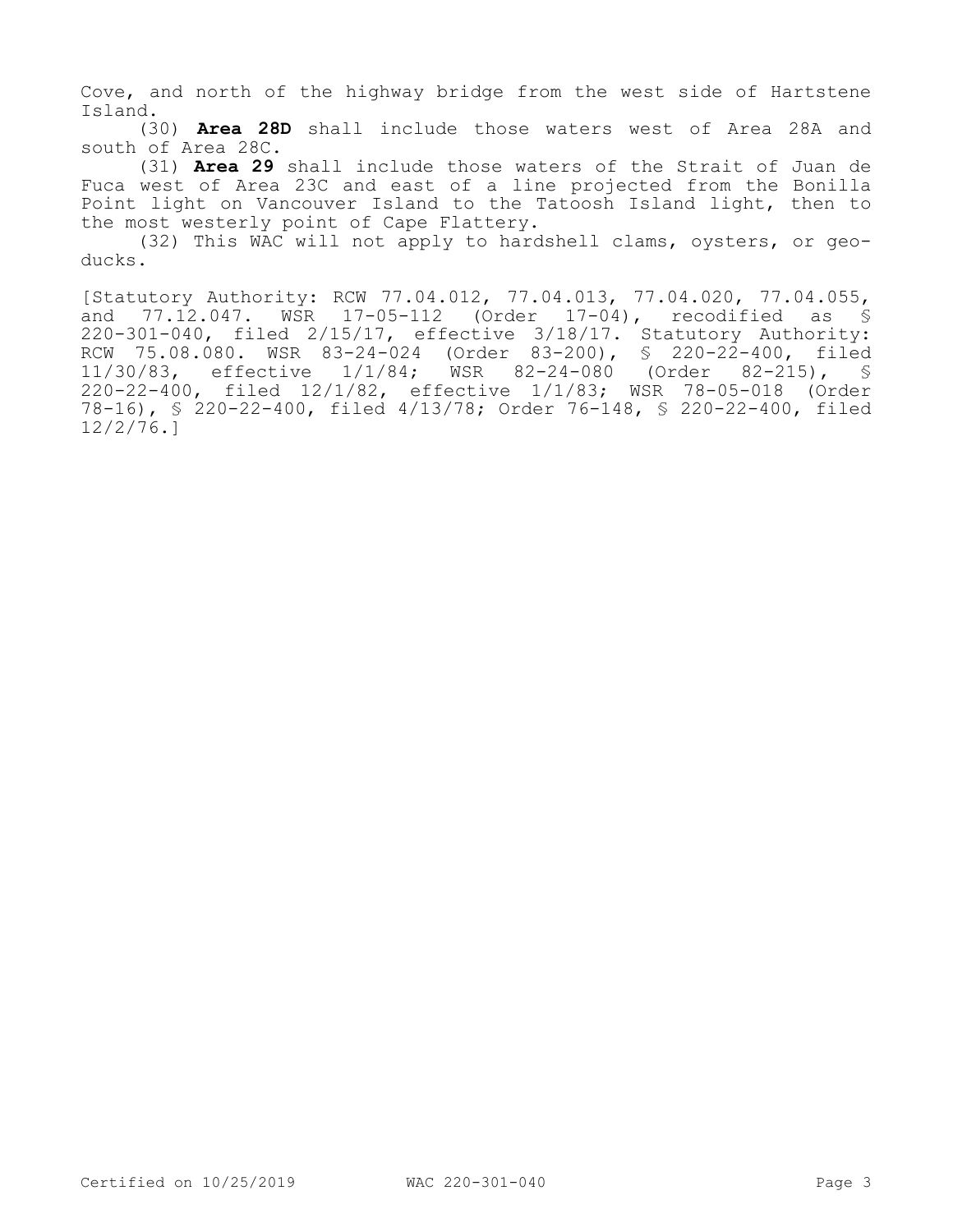Cove, and north of the highway bridge from the west side of Hartstene Island.

(30) **Area 28D** shall include those waters west of Area 28A and south of Area 28C.

(31) **Area 29** shall include those waters of the Strait of Juan de Fuca west of Area 23C and east of a line projected from the Bonilla Point light on Vancouver Island to the Tatoosh Island light, then to the most westerly point of Cape Flattery.

(32) This WAC will not apply to hardshell clams, oysters, or geoducks.

[Statutory Authority: RCW 77.04.012, 77.04.013, 77.04.020, 77.04.055, and 77.12.047. WSR 17-05-112 (Order 17-04), recodified as § 220-301-040, filed 2/15/17, effective 3/18/17. Statutory Authority: RCW 75.08.080. WSR 83-24-024 (Order 83-200), § 220-22-400, filed 11/30/83, effective 1/1/84; WSR 82-24-080 (Order 82-215), § 220-22-400, filed 12/1/82, effective 1/1/83; WSR 78-05-018 (Order 78-16), § 220-22-400, filed 4/13/78; Order 76-148, § 220-22-400, filed 12/2/76.]